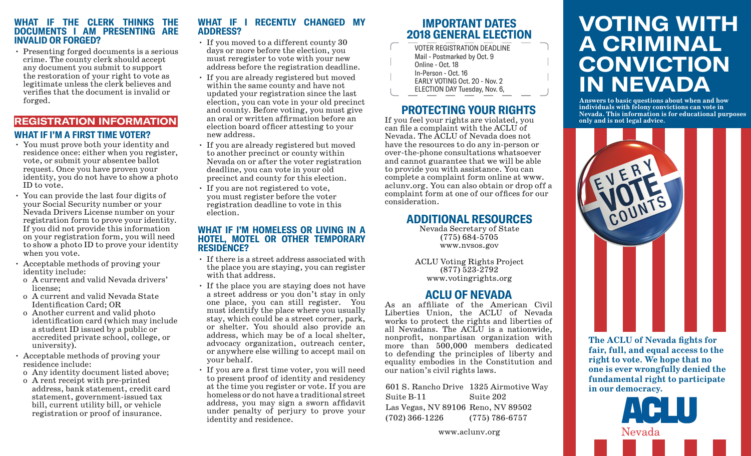### WHAT IF THE CLERK THINKS THE DOCUMENTS I AM PRESENTING ARE INVALID OR FORGED?

- Presenting forged documents is a serious crime. The county clerk should accept any document you submit to support the restoration of your right to vote as legitimate unless the clerk believes and verifies that the document is invalid or forged.

## REGISTRATION INFORMATION

### WHAT IF I'M A FIRST TIME VOTER?

- You must prove both your identity and residence once: either when you register, vote, or submit your absentee ballot request. Once you have proven your identity, you do not have to show a photo ID to vote.
- You can provide the last four digits of your Social Security number or your Nevada Drivers License number on your registration form to prove your identity. If you did not provide this information on your registration form, you will need to show a photo ID to prove your identity when you vote.
- Acceptable methods of proving your identity include:
  - o A current and valid Nevada drivers' license;
  - o A current and valid Nevada State Identification Card; OR
  - o Another current and valid photo identification card (which may include a student ID issued by a public or accredited private school, college, or university).
- Acceptable methods of proving your residence include:
  - o Any identity document listed above;
  - o A rent receipt with pre-printed address, bank statement, credit card statement, government-issued tax bill, current utility bill, or vehicle registration or proof of insurance.

### WHAT IF I RECENTLY CHANGED MY ADDRESS?

- If you moved to a different county 30 days or more before the election, you must reregister to vote with your new address before the registration deadline.
- If you are already registered but moved within the same county and have not updated your registration since the last election, you can vote in your old precinct and county. Before voting, you must give an oral or written affirmation before an election board officer attesting to your new address.
- If you are already registered but moved to another precinct or county within Nevada on or after the voter registration deadline, you can vote in your old precinct and county for this election.
- If you are not registered to vote, you must register before the voter registration deadline to vote in this election.

### WHAT IF I'M HOMELESS OR LIVING IN A HOTEL, MOTEL OR OTHER TEMPORARY RESIDENCE?

- If there is a street address associated with the place you are staying, you can register with that address.
- If the place you are staying does not have a street address or you don't stay in only one place, you can still register. You must identify the place where you usually stay, which could be a street corner, park, or shelter. You should also provide an address, which may be of a local shelter, advocacy organization, outreach center, or anywhere else willing to accept mail on your behalf.
- If you are a first time voter, you will need to present proof of identity and residency at the time you register or vote. If you are homeless or do not have a traditional street address, you may sign a sworn affidavit under penalty of perjury to prove your identity and residence.

## IMPORTANT DATES 2018 GENERAL ELECTION

VOTER REGISTRATION DEADLINE
Mail - Postmarked by Oct. 9
Online - Oct. 18
In-Person - Oct. 16
EARLY VOTING Oct. 20 - Nov. 2
ELECTION DAY Tuesday, Nov. 6,

## PROTECTING YOUR RIGHTS

If you feel your rights are violated, you can file a complaint with the ACLU of Nevada. The ACLU of Nevada does not have the resources to do any in-person or over-the-phone consultations whatsoever and cannot guarantee that we will be able to provide you with assistance. You can complete a complaint form online at www.aclunv.org. You can also obtain or drop off a complaint form at one of our offices for our consideration.

## ADDITIONAL RESOURCES

Nevada Secretary of State
(775) 684-5705
www.nvsos.gov

ACLU Voting Rights Project
(877) 523-2792
www.votingrights.org

## ACLU OF NEVADA

As an affiliate of the American Civil Liberties Union, the ACLU of Nevada works to protect the rights and liberties of all Nevadans. The ACLU is a nationwide, nonprofit, nonpartisan organization with more than 500,000 members dedicated to defending the principles of liberty and equality embodies in the Constitution and our nation's civil rights laws.

601 S. Rancho Drive
Suite B-11
Las Vegas, NV 89106
(702) 366-1226

1325 Airmotive Way
Suite 202
Reno, NV 89502
(775) 786-6757

www.aclunv.org

# VOTING WITH A CRIMINAL CONVICTION IN NEVADA

**Answers to basic questions about when and how individuals with felony convictions can vote in Nevada. This information is for educational purposes only and is not legal advice.**

EVERY VOTE COUNTS

**The ACLU of Nevada fights for fair, full, and equal access to the right to vote. We hope that no one is ever wrongfully denied the fundamental right to participate in our democracy.**

ACLU
Nevada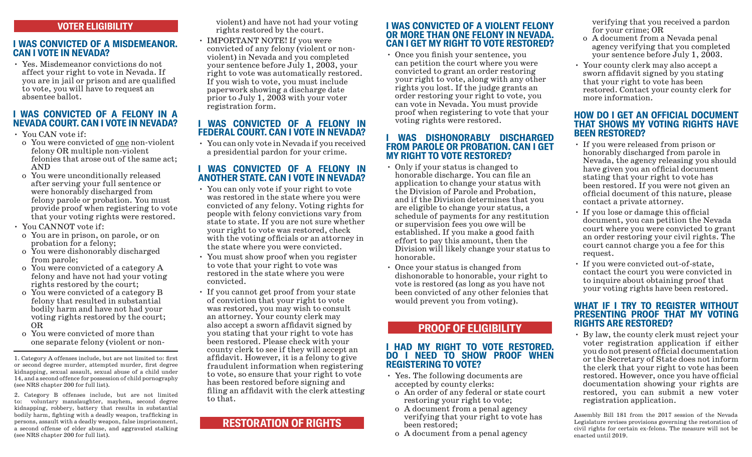## VOTER ELIGIBILITY

### I WAS CONVICTED OF A MISDEMEANOR. CAN I VOTE IN NEVADA?

- Yes. Misdemeanor convictions do not affect your right to vote in Nevada. If you are in jail or prison and are qualified to vote, you will have to request an absentee ballot.

### I WAS CONVICTED OF A FELONY IN A NEVADA COURT. CAN I VOTE IN NEVADA?

- You CAN vote if:
  - o You were convicted of one non-violent felony OR multiple non-violent felonies that arose out of the same act; AND
  - o You were unconditionally released after serving your full sentence or were honorably discharged from felony parole or probation. You must provide proof when registering to vote that your voting rights were restored.
- You CANNOT vote if:
  - o You are in prison, on parole, or on probation for a felony;
  - o You were dishonorably discharged from parole;
  - o You were convicted of a category A felony and have not had your voting rights restored by the court;
  - o You were convicted of a category B felony that resulted in substantial bodily harm and have not had your voting rights restored by the court; OR
  - o You were convicted of more than one separate felony (violent or non-violent) and have not had your voting rights restored by the court.
- IMPORTANT NOTE! If you were convicted of any felony (violent or non-violent) in Nevada and you completed your sentence before July 1, 2003, your right to vote was automatically restored. If you wish to vote, you must include paperwork showing a discharge date prior to July 1, 2003 with your voter registration form.

### I WAS CONVICTED OF A FELONY IN FEDERAL COURT. CAN I VOTE IN NEVADA?

- You can only vote in Nevada if you received a presidential pardon for your crime.

### I WAS CONVICTED OF A FELONY IN ANOTHER STATE. CAN I VOTE IN NEVADA?

- You can only vote if your right to vote was restored in the state where you were convicted of any felony. Voting rights for people with felony convictions vary from state to state. If you are not sure whether your right to vote was restored, check with the voting officials or an attorney in the state where you were convicted.
- You must show proof when you register to vote that your right to vote was restored in the state where you were convicted.
- If you cannot get proof from your state of conviction that your right to vote was restored, you may wish to consult an attorney. Your county clerk may also accept a sworn affidavit signed by you stating that your right to vote has been restored. Please check with your county clerk to see if they will accept an affidavit. However, it is a felony to give fraudulent information when registering to vote, so ensure that your right to vote has been restored before signing and filing an affidavit with the clerk attesting to that.

## RESTORATION OF RIGHTS

### I WAS CONVICTED OF A VIOLENT FELONY OR MORE THAN ONE FELONY IN NEVADA. CAN I GET MY RIGHT TO VOTE RESTORED?

- Once you finish your sentence, you can petition the court where you were convicted to grant an order restoring your right to vote, along with any other rights you lost. If the judge grants an order restoring your right to vote, you can vote in Nevada. You must provide proof when registering to vote that your voting rights were restored.

### I WAS DISHONORABLY DISCHARGED FROM PAROLE OR PROBATION. CAN I GET MY RIGHT TO VOTE RESTORED?

- Only if your status is changed to honorable discharge. You can file an application to change your status with the Division of Parole and Probation, and if the Division determines that you are eligible to change your status, a schedule of payments for any restitution or supervision fees you owe will be established. If you make a good faith effort to pay this amount, then the Division will likely change your status to honorable.
- Once your status is changed from dishonorable to honorable, your right to vote is restored (as long as you have not been convicted of any other felonies that would prevent you from voting).

## PROOF OF ELIGIBILITY

### I HAD MY RIGHT TO VOTE RESTORED. DO I NEED TO SHOW PROOF WHEN REGISTERING TO VOTE?

- Yes. The following documents are accepted by county clerks:
  - o An order of any federal or state court restoring your right to vote;
  - o A document from a penal agency verifying that your right to vote has been restored;
  - o A document from a penal agency verifying that you received a pardon for your crime; OR
  - o A document from a Nevada penal agency verifying that you completed your sentence before July 1, 2003.
- Your county clerk may also accept a sworn affidavit signed by you stating that your right to vote has been restored. Contact your county clerk for more information.

### HOW DO I GET AN OFFICIAL DOCUMENT THAT SHOWS MY VOTING RIGHTS HAVE BEEN RESTORED?

- If you were released from prison or honorably discharged from parole in Nevada, the agency releasing you should have given you an official document stating that your right to vote has been restored. If you were not given an official document of this nature, please contact a private attorney.
- If you lose or damage this official document, you can petition the Nevada court where you were convicted to grant an order restoring your civil rights. The court cannot charge you a fee for this request.
- If you were convicted out-of-state, contact the court you were convicted in to inquire about obtaining proof that your voting rights have been restored.

### WHAT IF I TRY TO REGISTER WITHOUT PRESENTING PROOF THAT MY VOTING RIGHTS ARE RESTORED?

- By law, the county clerk must reject your voter registration application if either you do not present official documentation or the Secretary of State does not inform the clerk that your right to vote has been restored. However, once you have official documentation showing your rights are restored, you can submit a new voter registration application.

Assembly Bill 181 from the 2017 session of the Nevada Legislature revises provisions governing the restoration of civil rights for certain ex-felons. The measure will not be enacted until 2019.

---

1. Category A offenses include, but are not limited to: first or second degree murder, attempted murder, first degree kidnapping, sexual assault, sexual abuse of a child under 14, and a second offence for possession of child pornography (see NRS chapter 200 for full list).

2. Category B offenses include, but are not limited to: voluntary manslaughter, mayhem, second degree kidnapping, robbery, battery that results in substantial bodily harm, fighting with a deadly weapon, trafficking in persons, assault with a deadly weapon, false imprisonment, a second offense of elder abuse, and aggravated stalking (see NRS chapter 200 for full list).